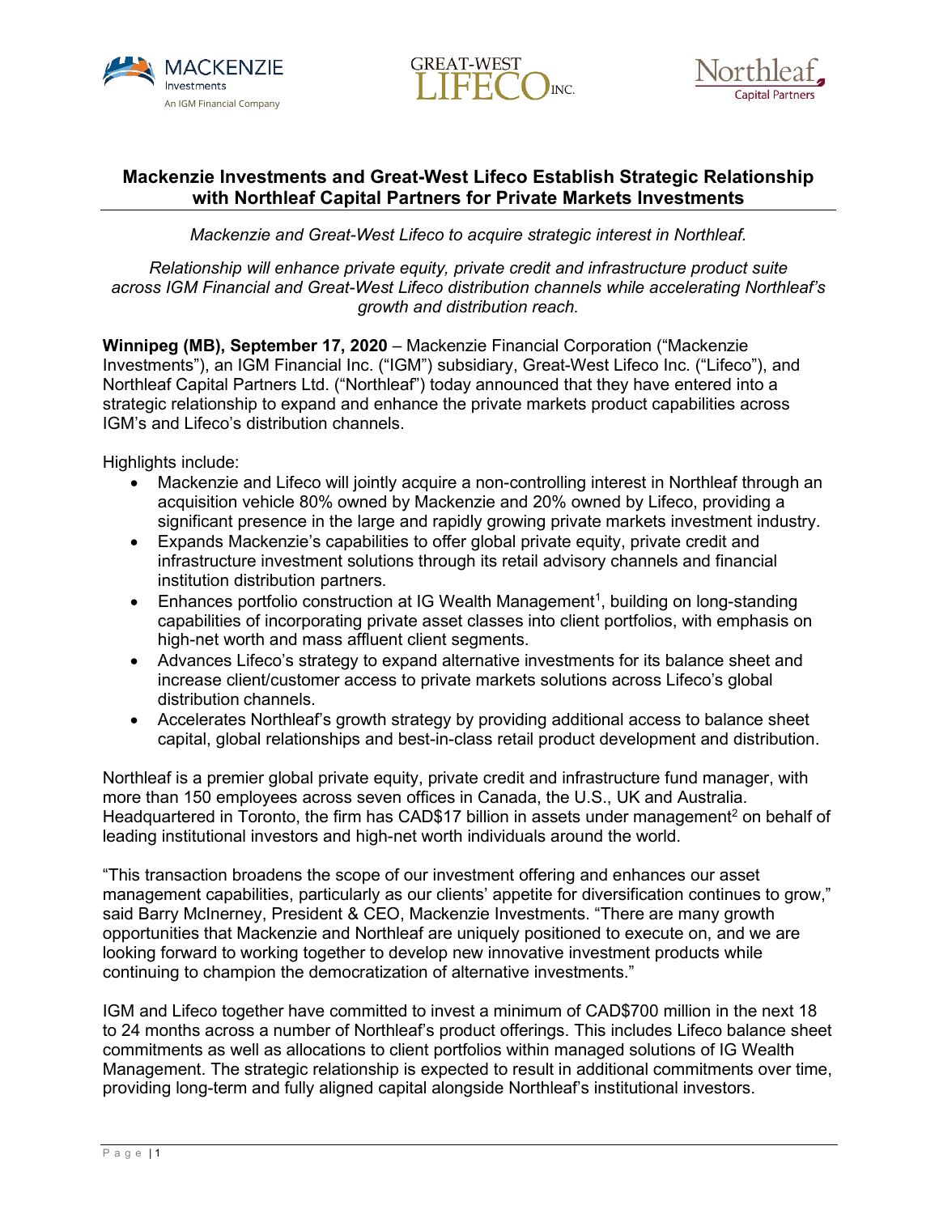# Mackenzie Investments and Great-West Lifeco Establish Strategic Relationship with Northleaf Capital Partners for Private Markets Investments

*Mackenzie and Great-West Lifeco to acquire strategic interest in Northleaf.*

*Relationship will enhance private equity, private credit and infrastructure product suite across IGM Financial and Great-West Lifeco distribution channels while accelerating Northleaf's growth and distribution reach.*

**Winnipeg (MB), September 17, 2020** – Mackenzie Financial Corporation ("Mackenzie Investments"), an IGM Financial Inc. ("IGM") subsidiary, Great-West Lifeco Inc. ("Lifeco"), and Northleaf Capital Partners Ltd. ("Northleaf") today announced that they have entered into a strategic relationship to expand and enhance the private markets product capabilities across IGM's and Lifeco's distribution channels.

Highlights include:

- Mackenzie and Lifeco will jointly acquire a non-controlling interest in Northleaf through an acquisition vehicle 80% owned by Mackenzie and 20% owned by Lifeco, providing a significant presence in the large and rapidly growing private markets investment industry.
- Expands Mackenzie's capabilities to offer global private equity, private credit and infrastructure investment solutions through its retail advisory channels and financial institution distribution partners.
- Enhances portfolio construction at IG Wealth Management[1], building on long-standing capabilities of incorporating private asset classes into client portfolios, with emphasis on high-net worth and mass affluent client segments.
- Advances Lifeco's strategy to expand alternative investments for its balance sheet and increase client/customer access to private markets solutions across Lifeco's global distribution channels.
- Accelerates Northleaf's growth strategy by providing additional access to balance sheet capital, global relationships and best-in-class retail product development and distribution.

Northleaf is a premier global private equity, private credit and infrastructure fund manager, with more than 150 employees across seven offices in Canada, the U.S., UK and Australia. Headquartered in Toronto, the firm has CAD$17 billion in assets under management[2] on behalf of leading institutional investors and high-net worth individuals around the world.

"This transaction broadens the scope of our investment offering and enhances our asset management capabilities, particularly as our clients' appetite for diversification continues to grow," said Barry McInerney, President & CEO, Mackenzie Investments. "There are many growth opportunities that Mackenzie and Northleaf are uniquely positioned to execute on, and we are looking forward to working together to develop new innovative investment products while continuing to champion the democratization of alternative investments."

IGM and Lifeco together have committed to invest a minimum of CAD$700 million in the next 18 to 24 months across a number of Northleaf's product offerings. This includes Lifeco balance sheet commitments as well as allocations to client portfolios within managed solutions of IG Wealth Management. The strategic relationship is expected to result in additional commitments over time, providing long-term and fully aligned capital alongside Northleaf's institutional investors.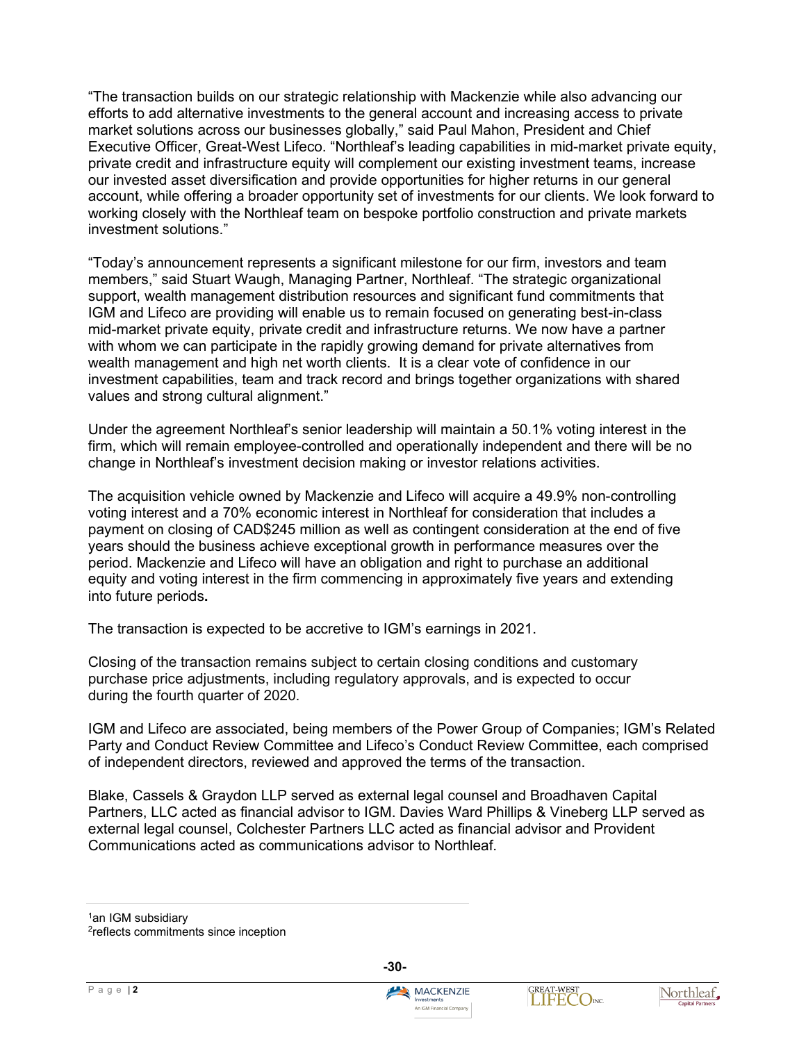"The transaction builds on our strategic relationship with Mackenzie while also advancing our efforts to add alternative investments to the general account and increasing access to private market solutions across our businesses globally," said Paul Mahon, President and Chief Executive Officer, Great-West Lifeco. "Northleaf's leading capabilities in mid-market private equity, private credit and infrastructure equity will complement our existing investment teams, increase our invested asset diversification and provide opportunities for higher returns in our general account, while offering a broader opportunity set of investments for our clients. We look forward to working closely with the Northleaf team on bespoke portfolio construction and private markets investment solutions."

"Today's announcement represents a significant milestone for our firm, investors and team members," said Stuart Waugh, Managing Partner, Northleaf. "The strategic organizational support, wealth management distribution resources and significant fund commitments that IGM and Lifeco are providing will enable us to remain focused on generating best-in-class mid-market private equity, private credit and infrastructure returns. We now have a partner with whom we can participate in the rapidly growing demand for private alternatives from wealth management and high net worth clients. It is a clear vote of confidence in our investment capabilities, team and track record and brings together organizations with shared values and strong cultural alignment."

Under the agreement Northleaf's senior leadership will maintain a 50.1% voting interest in the firm, which will remain employee-controlled and operationally independent and there will be no change in Northleaf's investment decision making or investor relations activities.

The acquisition vehicle owned by Mackenzie and Lifeco will acquire a 49.9% non-controlling voting interest and a 70% economic interest in Northleaf for consideration that includes a payment on closing of CAD$245 million as well as contingent consideration at the end of five years should the business achieve exceptional growth in performance measures over the period. Mackenzie and Lifeco will have an obligation and right to purchase an additional equity and voting interest in the firm commencing in approximately five years and extending into future periods**.**

The transaction is expected to be accretive to IGM's earnings in 2021.

Closing of the transaction remains subject to certain closing conditions and customary purchase price adjustments, including regulatory approvals, and is expected to occur during the fourth quarter of 2020.

IGM and Lifeco are associated, being members of the Power Group of Companies; IGM's Related Party and Conduct Review Committee and Lifeco's Conduct Review Committee, each comprised of independent directors, reviewed and approved the terms of the transaction.

Blake, Cassels & Graydon LLP served as external legal counsel and Broadhaven Capital Partners, LLC acted as financial advisor to IGM. Davies Ward Phillips & Vineberg LLP served as external legal counsel, Colchester Partners LLC acted as financial advisor and Provident Communications acted as communications advisor to Northleaf.

---

[1]an IGM subsidiary
[2]reflects commitments since inception

-30-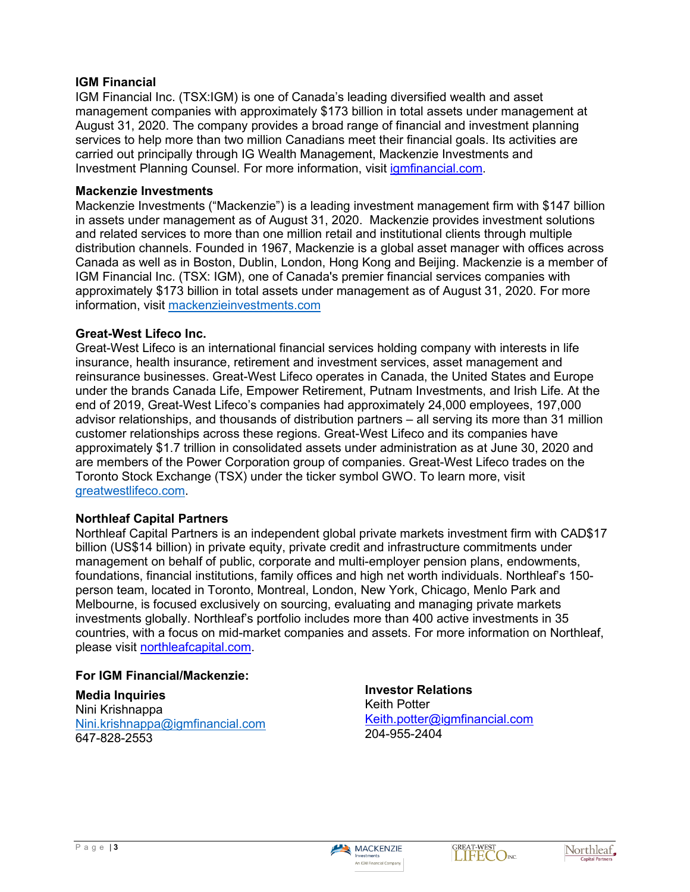**IGM Financial**

IGM Financial Inc. (TSX:IGM) is one of Canada's leading diversified wealth and asset management companies with approximately $173 billion in total assets under management at August 31, 2020. The company provides a broad range of financial and investment planning services to help more than two million Canadians meet their financial goals. Its activities are carried out principally through IG Wealth Management, Mackenzie Investments and Investment Planning Counsel. For more information, visit [igmfinancial.com](igmfinancial.com).

**Mackenzie Investments**

Mackenzie Investments ("Mackenzie") is a leading investment management firm with $147 billion in assets under management as of August 31, 2020. Mackenzie provides investment solutions and related services to more than one million retail and institutional clients through multiple distribution channels. Founded in 1967, Mackenzie is a global asset manager with offices across Canada as well as in Boston, Dublin, London, Hong Kong and Beijing. Mackenzie is a member of IGM Financial Inc. (TSX: IGM), one of Canada's premier financial services companies with approximately $173 billion in total assets under management as of August 31, 2020. For more information, visit [mackenzieinvestments.com](mackenzieinvestments.com)

**Great-West Lifeco Inc.**

Great-West Lifeco is an international financial services holding company with interests in life insurance, health insurance, retirement and investment services, asset management and reinsurance businesses. Great-West Lifeco operates in Canada, the United States and Europe under the brands Canada Life, Empower Retirement, Putnam Investments, and Irish Life. At the end of 2019, Great-West Lifeco's companies had approximately 24,000 employees, 197,000 advisor relationships, and thousands of distribution partners – all serving its more than 31 million customer relationships across these regions. Great-West Lifeco and its companies have approximately $1.7 trillion in consolidated assets under administration as at June 30, 2020 and are members of the Power Corporation group of companies. Great-West Lifeco trades on the Toronto Stock Exchange (TSX) under the ticker symbol GWO. To learn more, visit [greatwestlifeco.com](greatwestlifeco.com).

**Northleaf Capital Partners**

Northleaf Capital Partners is an independent global private markets investment firm with CAD$17 billion (US$14 billion) in private equity, private credit and infrastructure commitments under management on behalf of public, corporate and multi-employer pension plans, endowments, foundations, financial institutions, family offices and high net worth individuals. Northleaf's 150-person team, located in Toronto, Montreal, London, New York, Chicago, Menlo Park and Melbourne, is focused exclusively on sourcing, evaluating and managing private markets investments globally. Northleaf's portfolio includes more than 400 active investments in 35 countries, with a focus on mid-market companies and assets. For more information on Northleaf, please visit [northleafcapital.com](northleafcapital.com).

**For IGM Financial/Mackenzie:**

**Media Inquiries**
Nini Krishnappa
[Nini.krishnappa@igmfinancial.com](mailto:Nini.krishnappa@igmfinancial.com)
647-828-2553

**Investor Relations**
Keith Potter
[Keith.potter@igmfinancial.com](mailto:Keith.potter@igmfinancial.com)
204-955-2404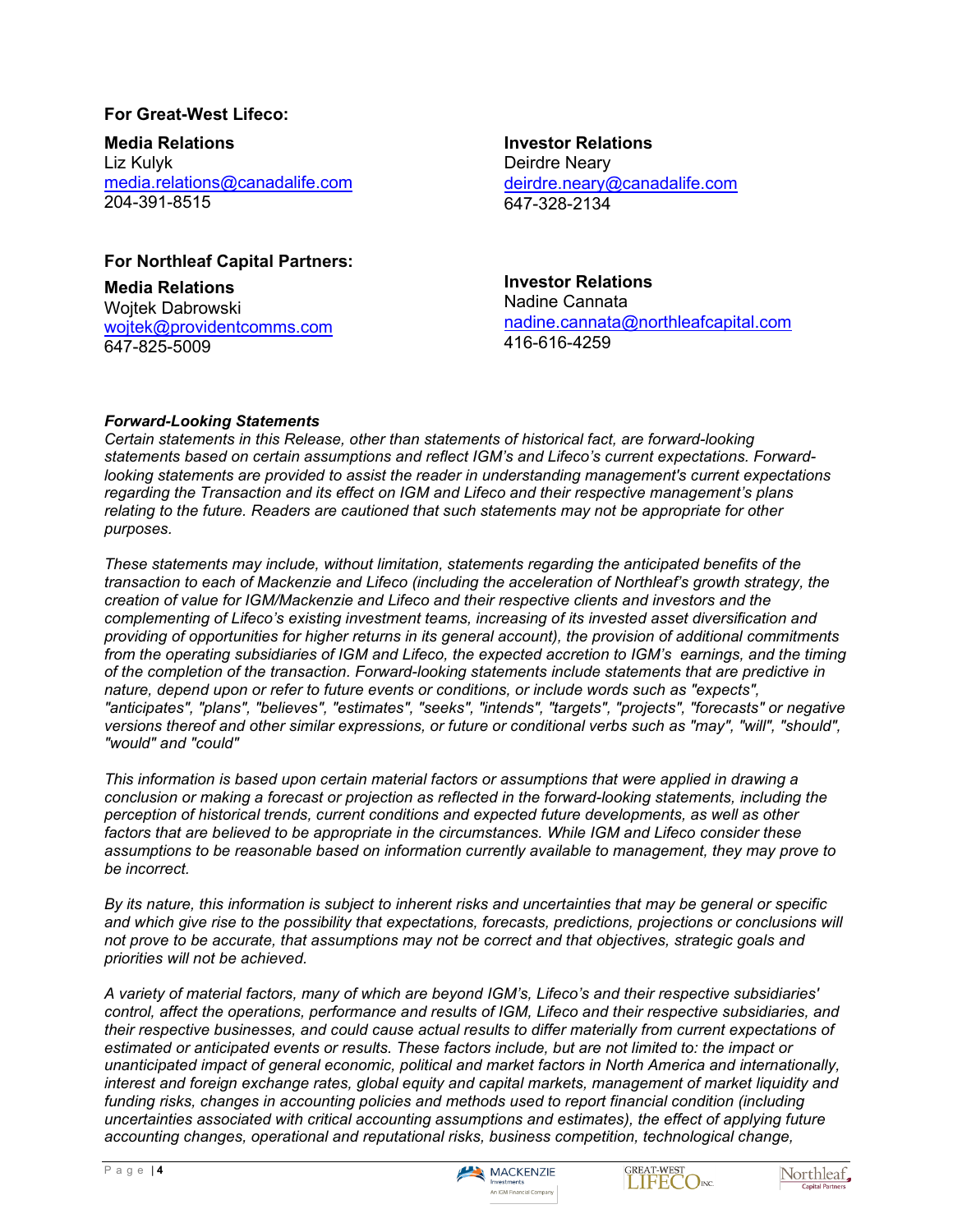**For Great-West Lifeco:**

**Media Relations**
Liz Kulyk
media.relations@canadalife.com
204-391-8515

**Investor Relations**
Deirdre Neary
deirdre.neary@canadalife.com
647-328-2134

**For Northleaf Capital Partners:**

**Media Relations**
Wojtek Dabrowski
wojtek@providentcomms.com
647-825-5009

**Investor Relations**
Nadine Cannata
nadine.cannata@northleafcapital.com
416-616-4259

***Forward-Looking Statements***

*Certain statements in this Release, other than statements of historical fact, are forward-looking statements based on certain assumptions and reflect IGM's and Lifeco's current expectations. Forward-looking statements are provided to assist the reader in understanding management's current expectations regarding the Transaction and its effect on IGM and Lifeco and their respective management's plans relating to the future. Readers are cautioned that such statements may not be appropriate for other purposes.*

*These statements may include, without limitation, statements regarding the anticipated benefits of the transaction to each of Mackenzie and Lifeco (including the acceleration of Northleaf's growth strategy, the creation of value for IGM/Mackenzie and Lifeco and their respective clients and investors and the complementing of Lifeco's existing investment teams, increasing of its invested asset diversification and providing of opportunities for higher returns in its general account), the provision of additional commitments from the operating subsidiaries of IGM and Lifeco, the expected accretion to IGM's earnings, and the timing of the completion of the transaction. Forward-looking statements include statements that are predictive in nature, depend upon or refer to future events or conditions, or include words such as "expects", "anticipates", "plans", "believes", "estimates", "seeks", "intends", "targets", "projects", "forecasts" or negative versions thereof and other similar expressions, or future or conditional verbs such as "may", "will", "should", "would" and "could"*

*This information is based upon certain material factors or assumptions that were applied in drawing a conclusion or making a forecast or projection as reflected in the forward-looking statements, including the perception of historical trends, current conditions and expected future developments, as well as other factors that are believed to be appropriate in the circumstances. While IGM and Lifeco consider these assumptions to be reasonable based on information currently available to management, they may prove to be incorrect.*

*By its nature, this information is subject to inherent risks and uncertainties that may be general or specific and which give rise to the possibility that expectations, forecasts, predictions, projections or conclusions will not prove to be accurate, that assumptions may not be correct and that objectives, strategic goals and priorities will not be achieved.*

*A variety of material factors, many of which are beyond IGM's, Lifeco's and their respective subsidiaries' control, affect the operations, performance and results of IGM, Lifeco and their respective subsidiaries, and their respective businesses, and could cause actual results to differ materially from current expectations of estimated or anticipated events or results. These factors include, but are not limited to: the impact or unanticipated impact of general economic, political and market factors in North America and internationally, interest and foreign exchange rates, global equity and capital markets, management of market liquidity and funding risks, changes in accounting policies and methods used to report financial condition (including uncertainties associated with critical accounting assumptions and estimates), the effect of applying future accounting changes, operational and reputational risks, business competition, technological change,*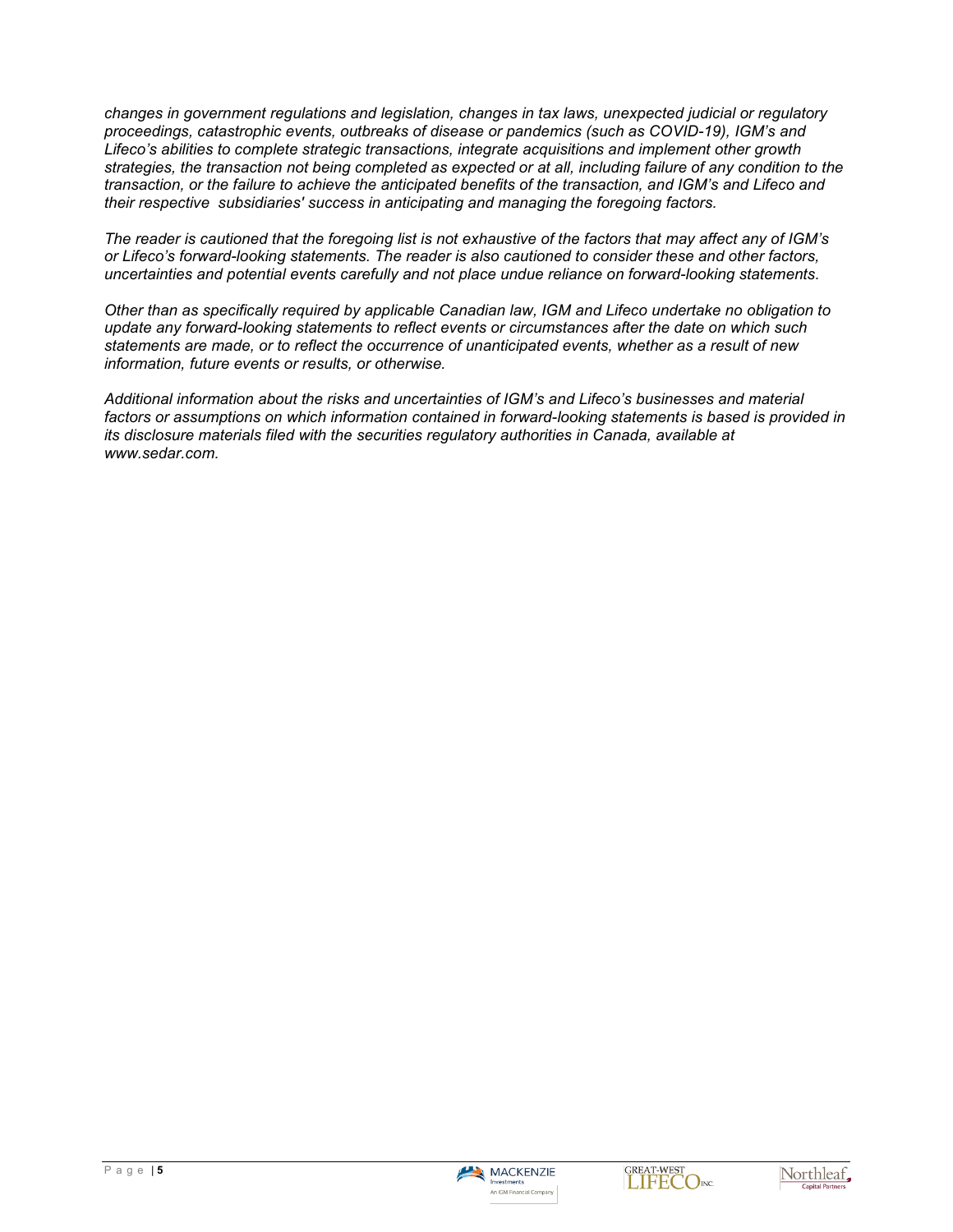*changes in government regulations and legislation, changes in tax laws, unexpected judicial or regulatory proceedings, catastrophic events, outbreaks of disease or pandemics (such as COVID-19), IGM's and Lifeco's abilities to complete strategic transactions, integrate acquisitions and implement other growth strategies, the transaction not being completed as expected or at all, including failure of any condition to the transaction, or the failure to achieve the anticipated benefits of the transaction, and IGM's and Lifeco and their respective subsidiaries' success in anticipating and managing the foregoing factors.*

*The reader is cautioned that the foregoing list is not exhaustive of the factors that may affect any of IGM's or Lifeco's forward-looking statements. The reader is also cautioned to consider these and other factors, uncertainties and potential events carefully and not place undue reliance on forward-looking statements.*

*Other than as specifically required by applicable Canadian law, IGM and Lifeco undertake no obligation to update any forward-looking statements to reflect events or circumstances after the date on which such statements are made, or to reflect the occurrence of unanticipated events, whether as a result of new information, future events or results, or otherwise.*

*Additional information about the risks and uncertainties of IGM's and Lifeco's businesses and material factors or assumptions on which information contained in forward-looking statements is based is provided in its disclosure materials filed with the securities regulatory authorities in Canada, available at www.sedar.com.*